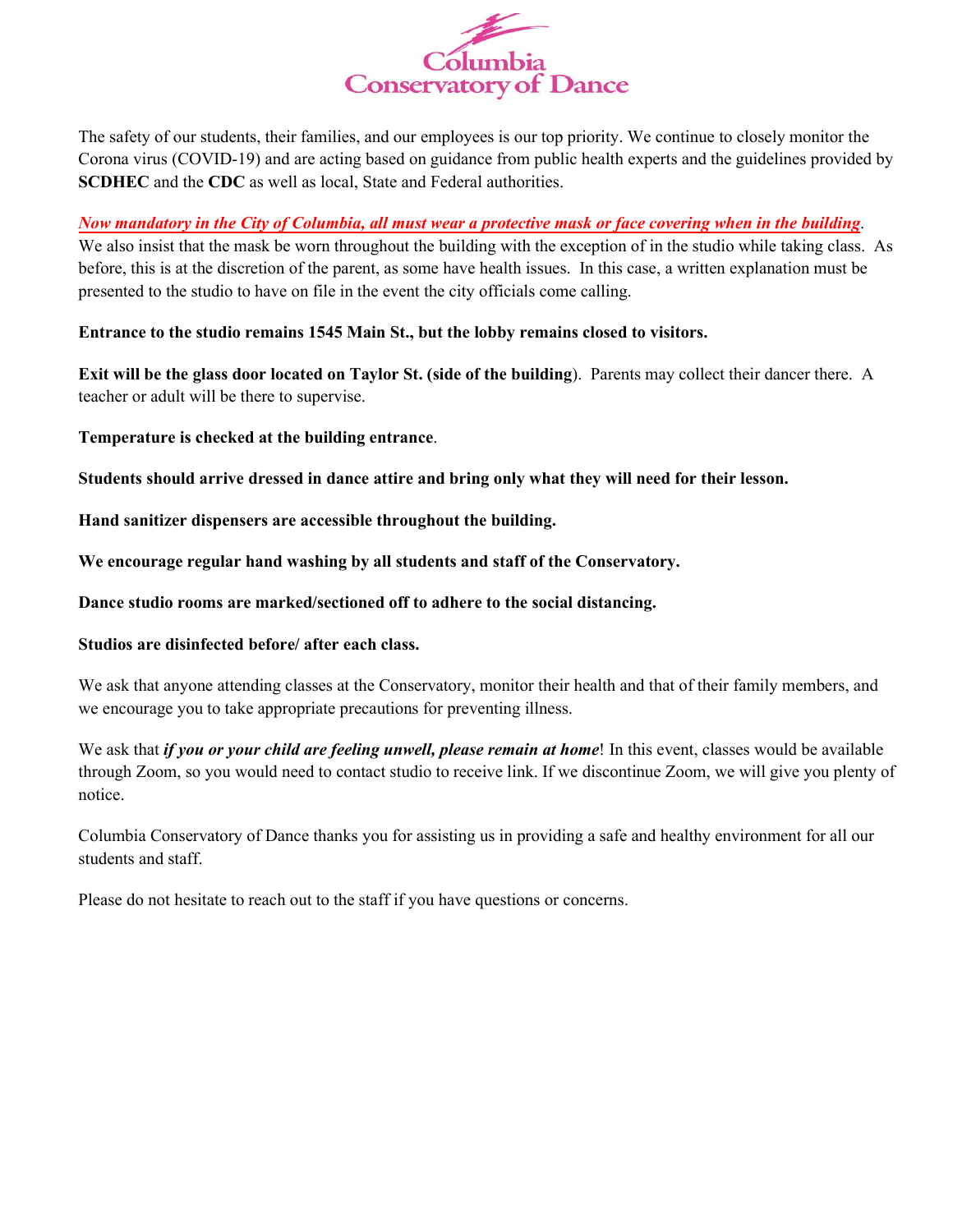# Columbia Conservatory of Dance

The safety of our students, their families, and our employees is our top priority. We continue to closely monitor the Corona virus (COVID-19) and are acting based on guidance from public health experts and the guidelines provided by **SCDHEC** and the **CDC** as well as local, State and Federal authorities.

***Now mandatory in the City of Columbia, all must wear a protective mask or face covering when in the building***. We also insist that the mask be worn throughout the building with the exception of in the studio while taking class. As before, this is at the discretion of the parent, as some have health issues. In this case, a written explanation must be presented to the studio to have on file in the event the city officials come calling.

**Entrance to the studio remains 1545 Main St., but the lobby remains closed to visitors.**

**Exit will be the glass door located on Taylor St. (side of the building**). Parents may collect their dancer there. A teacher or adult will be there to supervise.

**Temperature is checked at the building entrance**.

**Students should arrive dressed in dance attire and bring only what they will need for their lesson.**

**Hand sanitizer dispensers are accessible throughout the building.**

**We encourage regular hand washing by all students and staff of the Conservatory.**

**Dance studio rooms are marked/sectioned off to adhere to the social distancing.**

**Studios are disinfected before/ after each class.**

We ask that anyone attending classes at the Conservatory, monitor their health and that of their family members, and we encourage you to take appropriate precautions for preventing illness.

We ask that ***if you or your child are feeling unwell, please remain at home***! In this event, classes would be available through Zoom, so you would need to contact studio to receive link. If we discontinue Zoom, we will give you plenty of notice.

Columbia Conservatory of Dance thanks you for assisting us in providing a safe and healthy environment for all our students and staff.

Please do not hesitate to reach out to the staff if you have questions or concerns.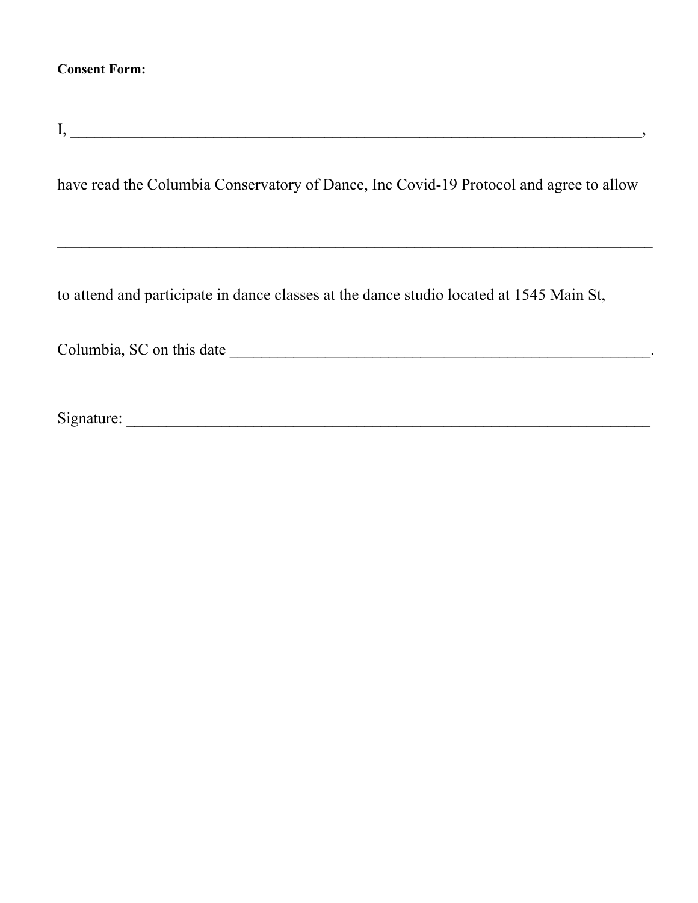**Consent Form:**

I, \_\_\_\_\_\_\_\_\_\_\_\_\_\_\_\_\_\_\_\_\_\_\_\_\_\_\_\_\_\_\_\_\_\_\_\_\_\_\_\_\_\_\_\_\_\_\_\_\_\_\_\_\_\_\_\_\_\_\_\_\_\_\_\_\_\_\_\_\_\_\_\_\_\_\_\_,

have read the Columbia Conservatory of Dance, Inc Covid-19 Protocol and agree to allow

\_\_\_\_\_\_\_\_\_\_\_\_\_\_\_\_\_\_\_\_\_\_\_\_\_\_\_\_\_\_\_\_\_\_\_\_\_\_\_\_\_\_\_\_\_\_\_\_\_\_\_\_\_\_\_\_\_\_\_\_\_\_\_\_\_\_\_\_\_\_\_\_\_\_\_\_\_\_\_\_

to attend and participate in dance classes at the dance studio located at 1545 Main St,

Columbia, SC on this date \_\_\_\_\_\_\_\_\_\_\_\_\_\_\_\_\_\_\_\_\_\_\_\_\_\_\_\_\_\_\_\_\_\_\_\_\_\_\_\_\_\_\_\_\_\_\_\_\_\_\_\_\_\_\_\_.

Signature: \_\_\_\_\_\_\_\_\_\_\_\_\_\_\_\_\_\_\_\_\_\_\_\_\_\_\_\_\_\_\_\_\_\_\_\_\_\_\_\_\_\_\_\_\_\_\_\_\_\_\_\_\_\_\_\_\_\_\_\_\_\_\_\_\_\_\_\_